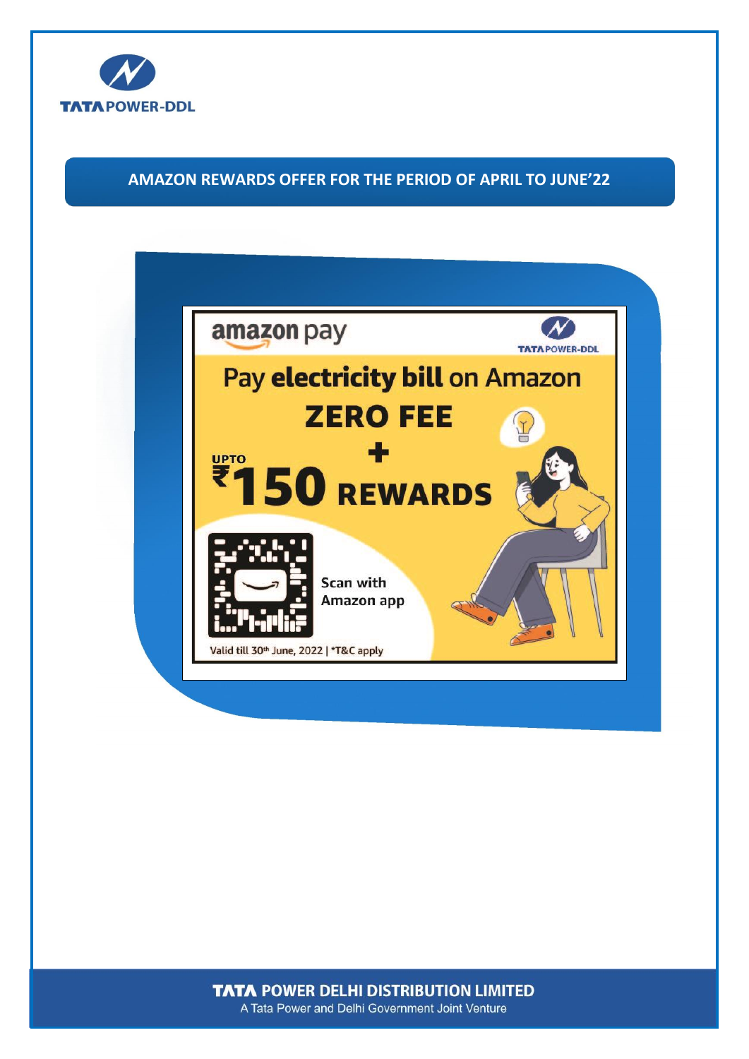TATA POWER-DDL

## AMAZON REWARDS OFFER FOR THE PERIOD OF APRIL TO JUNE'22

amazon pay

TATA POWER-DDL

Pay **electricity bill** on Amazon

**ZERO FEE**

**+**

**UPTO ₹150 REWARDS**

Scan with Amazon app

Valid till 30th June, 2022 | *T&C apply

**TATA POWER DELHI DISTRIBUTION LIMITED**

A Tata Power and Delhi Government Joint Venture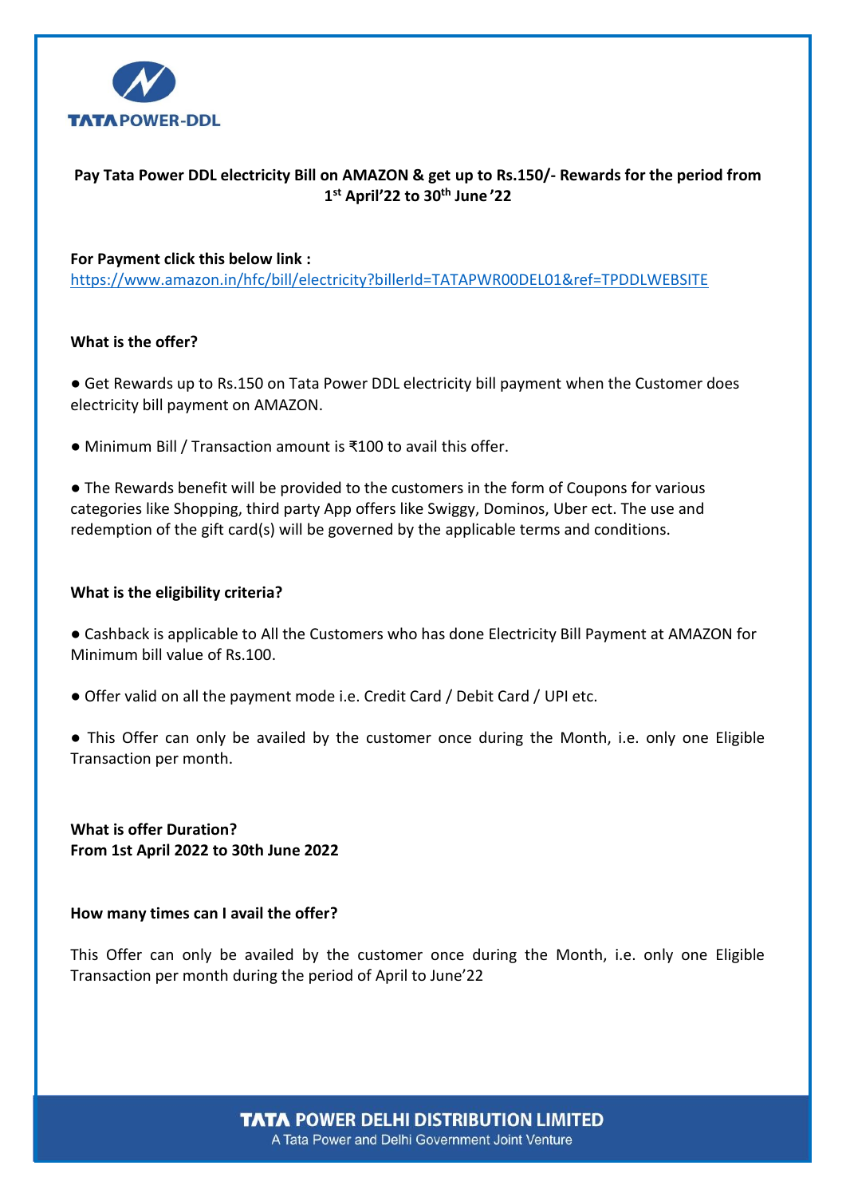**TATA POWER-DDL**

**Pay Tata Power DDL electricity Bill on AMAZON & get up to Rs.150/- Rewards for the period from 1st April'22 to 30th June '22**

**For Payment click this below link :**
https://www.amazon.in/hfc/bill/electricity?billerId=TATAPWR00DEL01&ref=TPDDLWEBSITE

**What is the offer?**

● Get Rewards up to Rs.150 on Tata Power DDL electricity bill payment when the Customer does electricity bill payment on AMAZON.

● Minimum Bill / Transaction amount is ₹100 to avail this offer.

● The Rewards benefit will be provided to the customers in the form of Coupons for various categories like Shopping, third party App offers like Swiggy, Dominos, Uber ect. The use and redemption of the gift card(s) will be governed by the applicable terms and conditions.

**What is the eligibility criteria?**

● Cashback is applicable to All the Customers who has done Electricity Bill Payment at AMAZON for Minimum bill value of Rs.100.

● Offer valid on all the payment mode i.e. Credit Card / Debit Card / UPI etc.

● This Offer can only be availed by the customer once during the Month, i.e. only one Eligible Transaction per month.

**What is offer Duration?**
**From 1st April 2022 to 30th June 2022**

**How many times can I avail the offer?**

This Offer can only be availed by the customer once during the Month, i.e. only one Eligible Transaction per month during the period of April to June'22

**TATA POWER DELHI DISTRIBUTION LIMITED**
A Tata Power and Delhi Government Joint Venture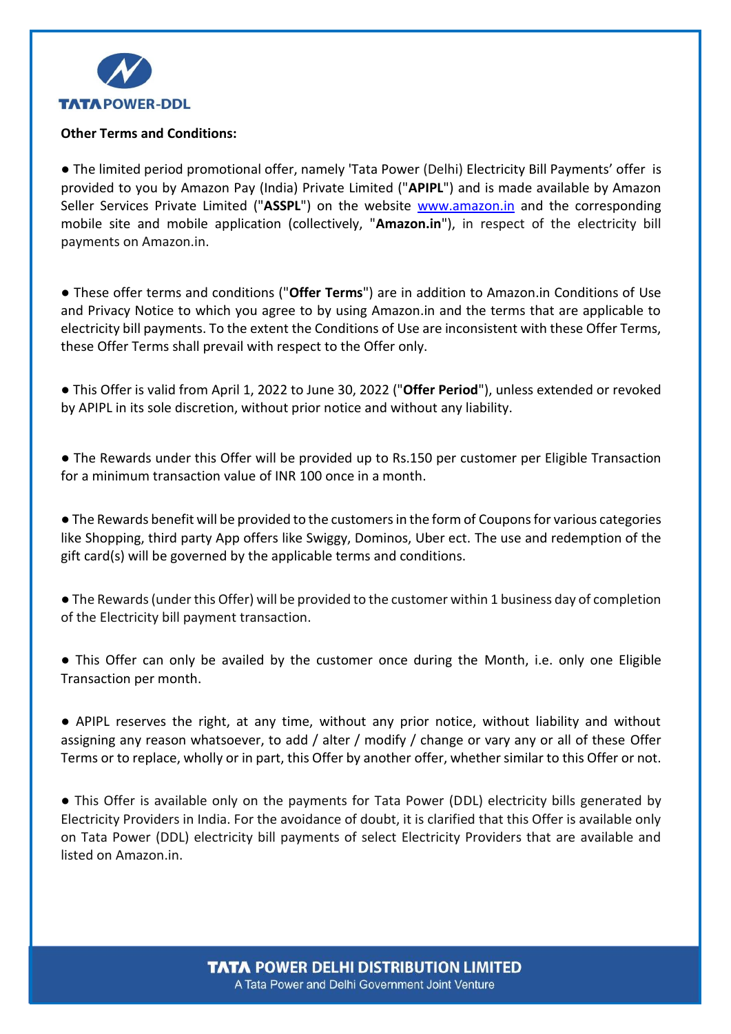**Other Terms and Conditions:**

- The limited period promotional offer, namely 'Tata Power (Delhi) Electricity Bill Payments' offer is provided to you by Amazon Pay (India) Private Limited ("**APIPL**") and is made available by Amazon Seller Services Private Limited ("**ASSPL**") on the website [www.amazon.in](www.amazon.in) and the corresponding mobile site and mobile application (collectively, "**Amazon.in**"), in respect of the electricity bill payments on Amazon.in.

- These offer terms and conditions ("**Offer Terms**") are in addition to Amazon.in Conditions of Use and Privacy Notice to which you agree to by using Amazon.in and the terms that are applicable to electricity bill payments. To the extent the Conditions of Use are inconsistent with these Offer Terms, these Offer Terms shall prevail with respect to the Offer only.

- This Offer is valid from April 1, 2022 to June 30, 2022 ("**Offer Period**"), unless extended or revoked by APIPL in its sole discretion, without prior notice and without any liability.

- The Rewards under this Offer will be provided up to Rs.150 per customer per Eligible Transaction for a minimum transaction value of INR 100 once in a month.

- The Rewards benefit will be provided to the customers in the form of Coupons for various categories like Shopping, third party App offers like Swiggy, Dominos, Uber ect. The use and redemption of the gift card(s) will be governed by the applicable terms and conditions.

- The Rewards (under this Offer) will be provided to the customer within 1 business day of completion of the Electricity bill payment transaction.

- This Offer can only be availed by the customer once during the Month, i.e. only one Eligible Transaction per month.

- APIPL reserves the right, at any time, without any prior notice, without liability and without assigning any reason whatsoever, to add / alter / modify / change or vary any or all of these Offer Terms or to replace, wholly or in part, this Offer by another offer, whether similar to this Offer or not.

- This Offer is available only on the payments for Tata Power (DDL) electricity bills generated by Electricity Providers in India. For the avoidance of doubt, it is clarified that this Offer is available only on Tata Power (DDL) electricity bill payments of select Electricity Providers that are available and listed on Amazon.in.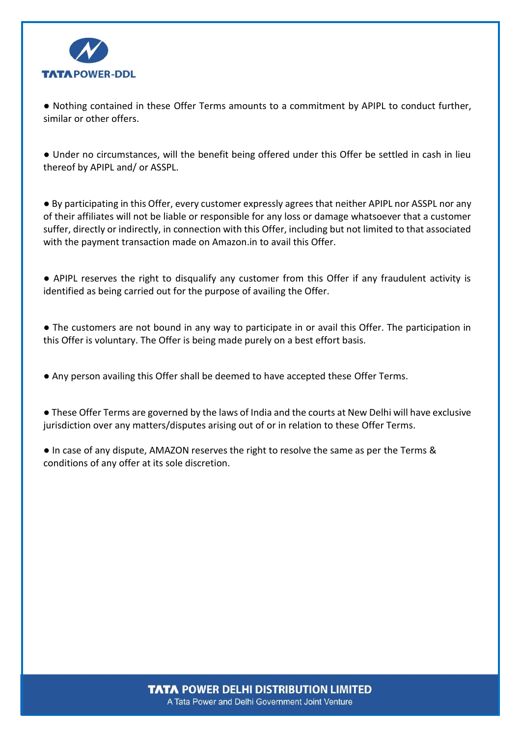- Nothing contained in these Offer Terms amounts to a commitment by APIPL to conduct further, similar or other offers.

- Under no circumstances, will the benefit being offered under this Offer be settled in cash in lieu thereof by APIPL and/ or ASSPL.

- By participating in this Offer, every customer expressly agrees that neither APIPL nor ASSPL nor any of their affiliates will not be liable or responsible for any loss or damage whatsoever that a customer suffer, directly or indirectly, in connection with this Offer, including but not limited to that associated with the payment transaction made on Amazon.in to avail this Offer.

- APIPL reserves the right to disqualify any customer from this Offer if any fraudulent activity is identified as being carried out for the purpose of availing the Offer.

- The customers are not bound in any way to participate in or avail this Offer. The participation in this Offer is voluntary. The Offer is being made purely on a best effort basis.

- Any person availing this Offer shall be deemed to have accepted these Offer Terms.

- These Offer Terms are governed by the laws of India and the courts at New Delhi will have exclusive jurisdiction over any matters/disputes arising out of or in relation to these Offer Terms.

- In case of any dispute, AMAZON reserves the right to resolve the same as per the Terms & conditions of any offer at its sole discretion.